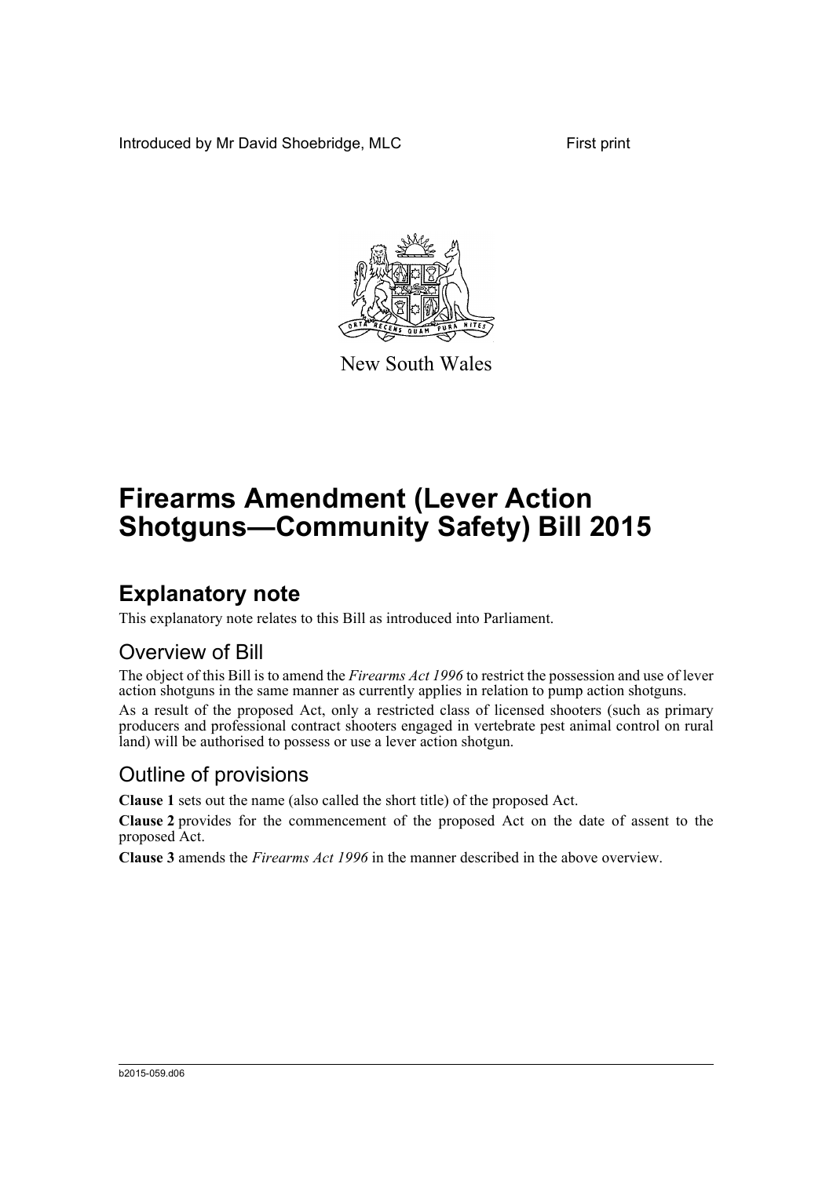Introduced by Mr David Shoebridge, MLC First print

New South Wales

# Firearms Amendment (Lever Action Shotguns—Community Safety) Bill 2015

## Explanatory note

This explanatory note relates to this Bill as introduced into Parliament.

### Overview of Bill

The object of this Bill is to amend the *Firearms Act 1996* to restrict the possession and use of lever action shotguns in the same manner as currently applies in relation to pump action shotguns.

As a result of the proposed Act, only a restricted class of licensed shooters (such as primary producers and professional contract shooters engaged in vertebrate pest animal control on rural land) will be authorised to possess or use a lever action shotgun.

### Outline of provisions

**Clause 1** sets out the name (also called the short title) of the proposed Act.

**Clause 2** provides for the commencement of the proposed Act on the date of assent to the proposed Act.

**Clause 3** amends the *Firearms Act 1996* in the manner described in the above overview.

b2015-059.d06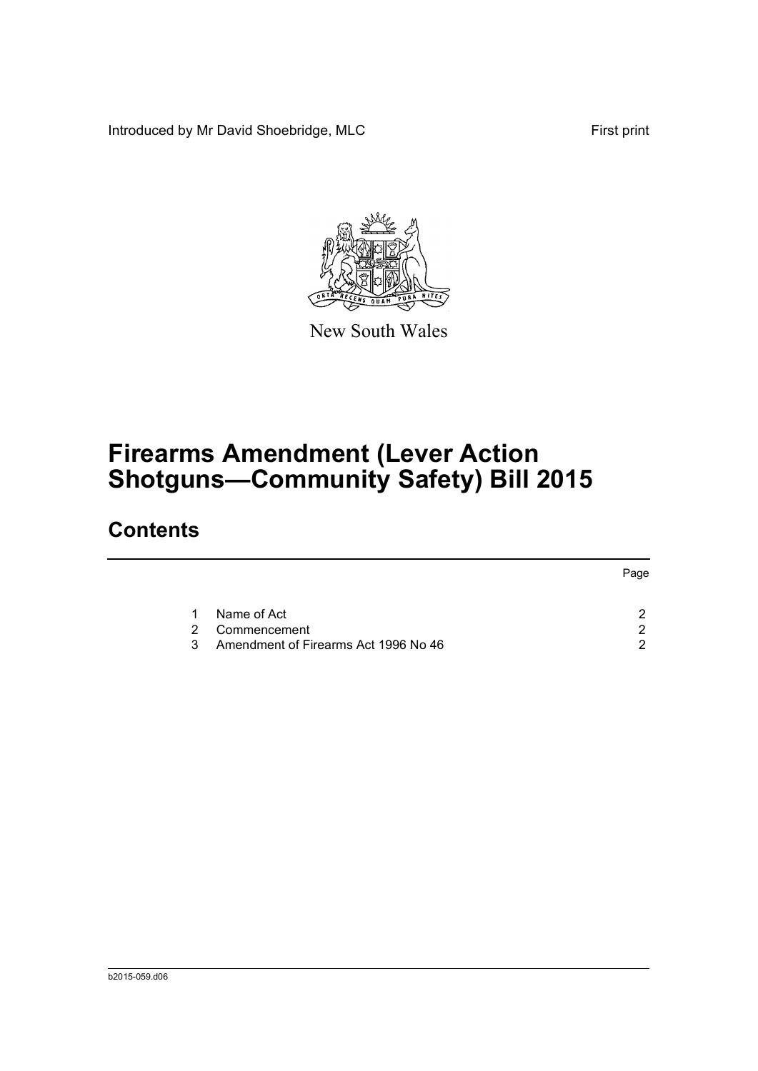Introduced by Mr David Shoebridge, MLC First print

New South Wales

# Firearms Amendment (Lever Action Shotguns—Community Safety) Bill 2015

## Contents

| | | Page |
|---|---|---|
| 1 | Name of Act | 2 |
| 2 | Commencement | 2 |
| 3 | Amendment of Firearms Act 1996 No 46 | 2 |

b2015-059.d06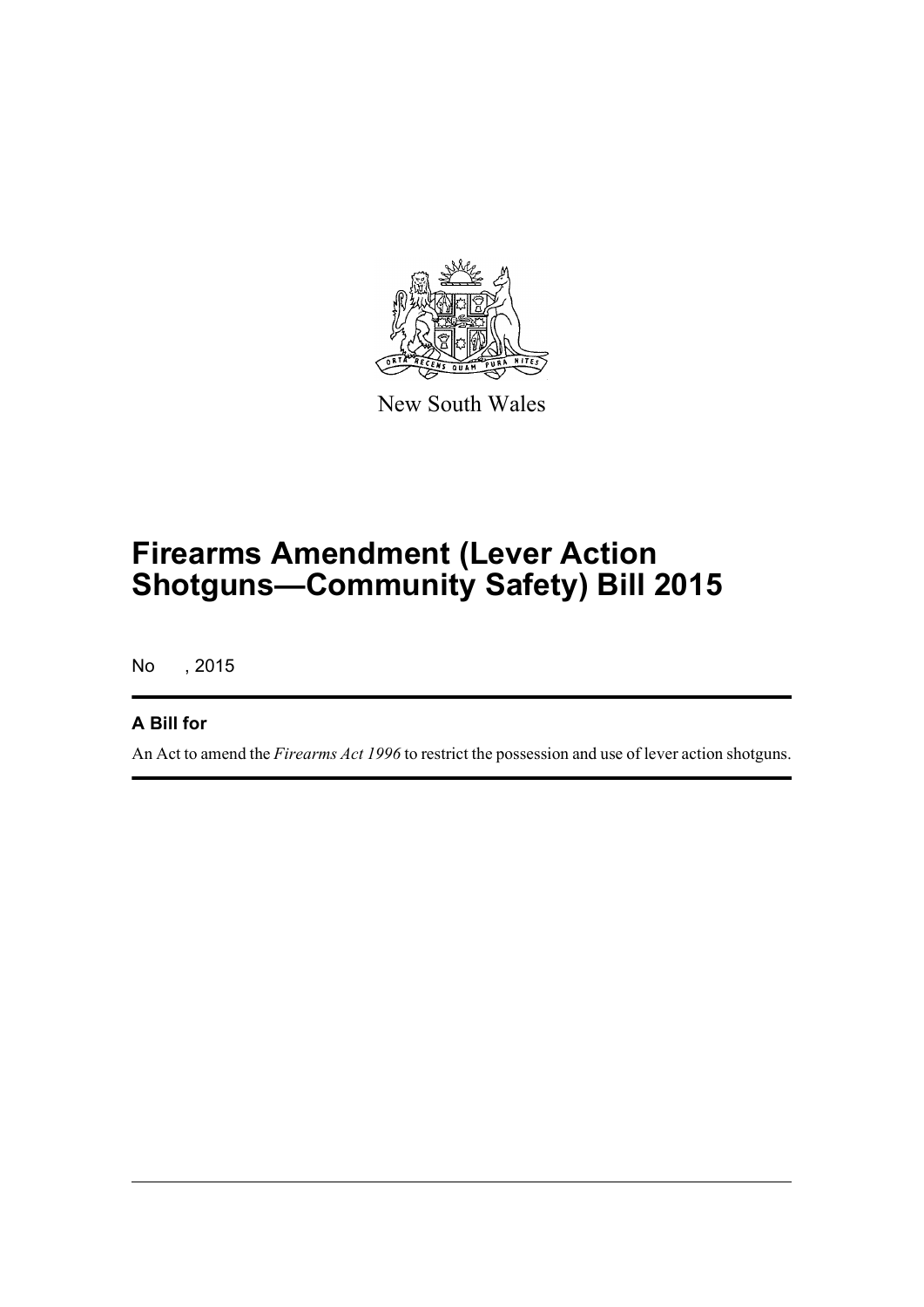New South Wales

# Firearms Amendment (Lever Action Shotguns—Community Safety) Bill 2015

No , 2015

## A Bill for

An Act to amend the *Firearms Act 1996* to restrict the possession and use of lever action shotguns.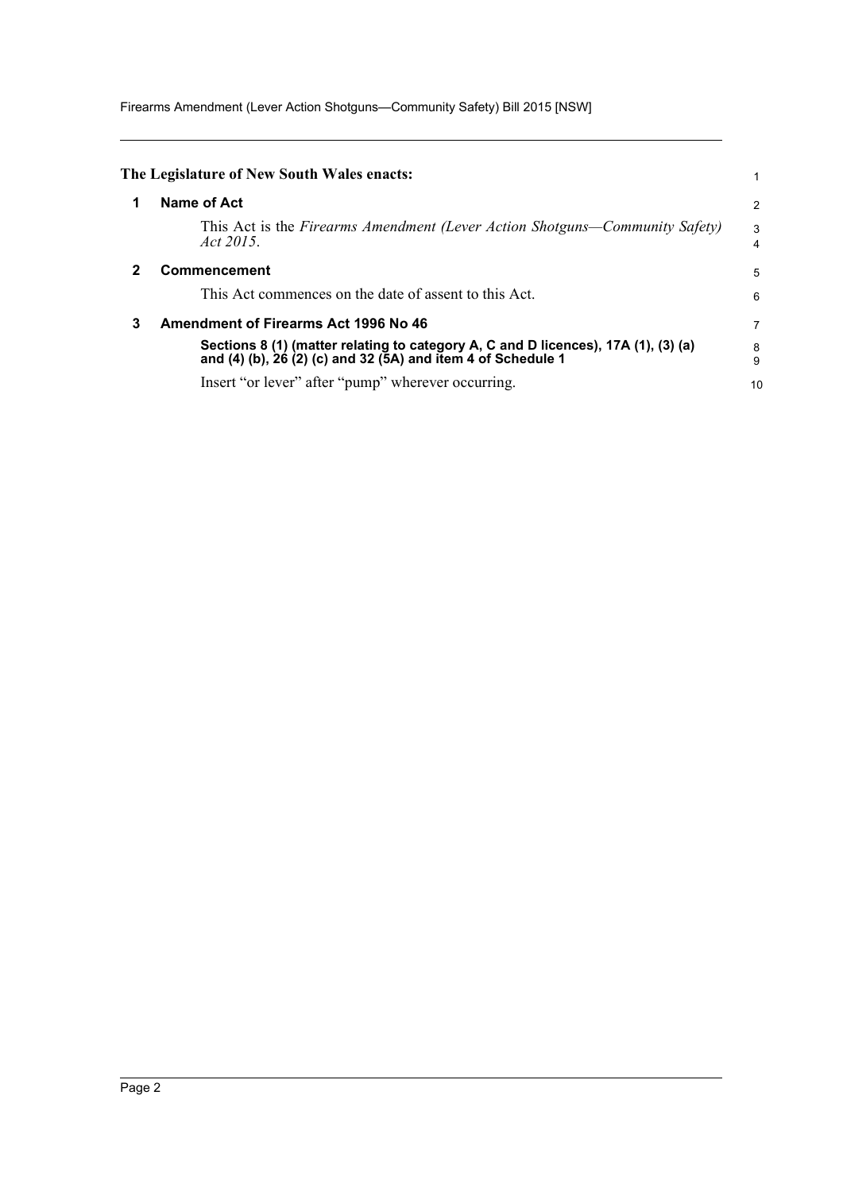**The Legislature of New South Wales enacts:**

## 1 Name of Act

This Act is the *Firearms Amendment (Lever Action Shotguns—Community Safety) Act 2015*.

## 2 Commencement

This Act commences on the date of assent to this Act.

## 3 Amendment of Firearms Act 1996 No 46

**Sections 8 (1) (matter relating to category A, C and D licences), 17A (1), (3) (a) and (4) (b), 26 (2) (c) and 32 (5A) and item 4 of Schedule 1**

Insert "or lever" after "pump" wherever occurring.